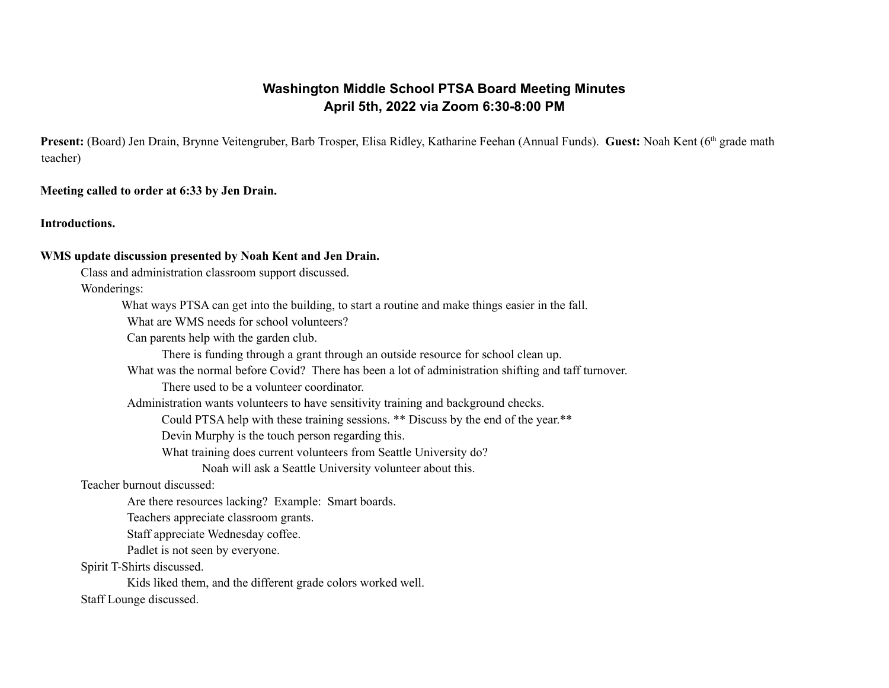# Washington Middle School PTSA Board Meeting Minutes
## April 5th, 2022 via Zoom 6:30-8:00 PM

**Present:** (Board) Jen Drain, Brynne Veitengruber, Barb Trosper, Elisa Ridley, Katharine Feehan (Annual Funds). **Guest:** Noah Kent (6th grade math teacher)

**Meeting called to order at 6:33 by Jen Drain.**

**Introductions.**

**WMS update discussion presented by Noah Kent and Jen Drain.**

- Class and administration classroom support discussed.
- Wonderings:
  - What ways PTSA can get into the building, to start a routine and make things easier in the fall.
  - What are WMS needs for school volunteers?
  - Can parents help with the garden club.
    - There is funding through a grant through an outside resource for school clean up.
  - What was the normal before Covid? There has been a lot of administration shifting and taff turnover.
    - There used to be a volunteer coordinator.
  - Administration wants volunteers to have sensitivity training and background checks.
    - Could PTSA help with these training sessions. ** Discuss by the end of the year.**
    - Devin Murphy is the touch person regarding this.
    - What training does current volunteers from Seattle University do?
      - Noah will ask a Seattle University volunteer about this.
- Teacher burnout discussed:
  - Are there resources lacking? Example: Smart boards.
  - Teachers appreciate classroom grants.
  - Staff appreciate Wednesday coffee.
  - Padlet is not seen by everyone.
- Spirit T-Shirts discussed.
  - Kids liked them, and the different grade colors worked well.
- Staff Lounge discussed.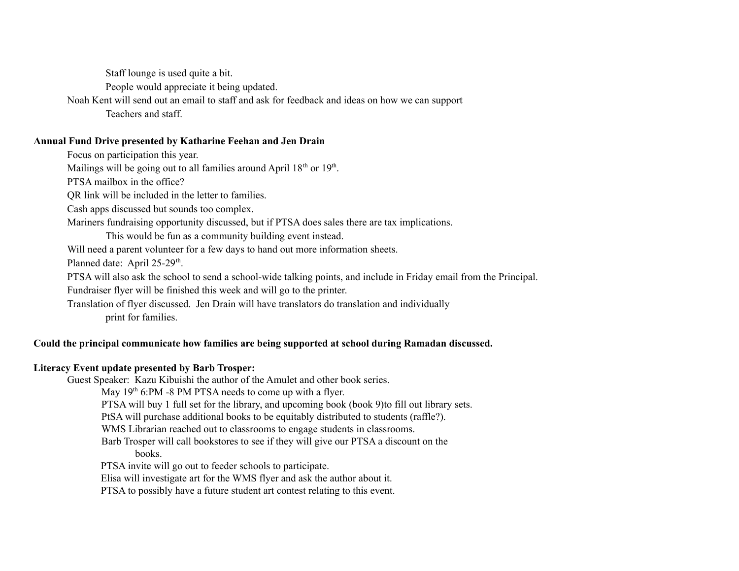Staff lounge is used quite a bit.

People would appreciate it being updated.

Noah Kent will send out an email to staff and ask for feedback and ideas on how we can support Teachers and staff.

**Annual Fund Drive presented by Katharine Feehan and Jen Drain**

- Focus on participation this year.
- Mailings will be going out to all families around April 18th or 19th.
- PTSA mailbox in the office?
- QR link will be included in the letter to families.
- Cash apps discussed but sounds too complex.
- Mariners fundraising opportunity discussed, but if PTSA does sales there are tax implications.
  - This would be fun as a community building event instead.
- Will need a parent volunteer for a few days to hand out more information sheets.
- Planned date: April 25-29th.
- PTSA will also ask the school to send a school-wide talking points, and include in Friday email from the Principal.
- Fundraiser flyer will be finished this week and will go to the printer.
- Translation of flyer discussed. Jen Drain will have translators do translation and individually print for families.

**Could the principal communicate how families are being supported at school during Ramadan discussed.**

**Literacy Event update presented by Barb Trosper:**

- Guest Speaker: Kazu Kibuishi the author of the Amulet and other book series.
  - May 19th 6:PM -8 PM PTSA needs to come up with a flyer.
  - PTSA will buy 1 full set for the library, and upcoming book (book 9)to fill out library sets.
  - PtSA will purchase additional books to be equitably distributed to students (raffle?).
  - WMS Librarian reached out to classrooms to engage students in classrooms.
  - Barb Trosper will call bookstores to see if they will give our PTSA a discount on the books.
  - PTSA invite will go out to feeder schools to participate.
  - Elisa will investigate art for the WMS flyer and ask the author about it.
  - PTSA to possibly have a future student art contest relating to this event.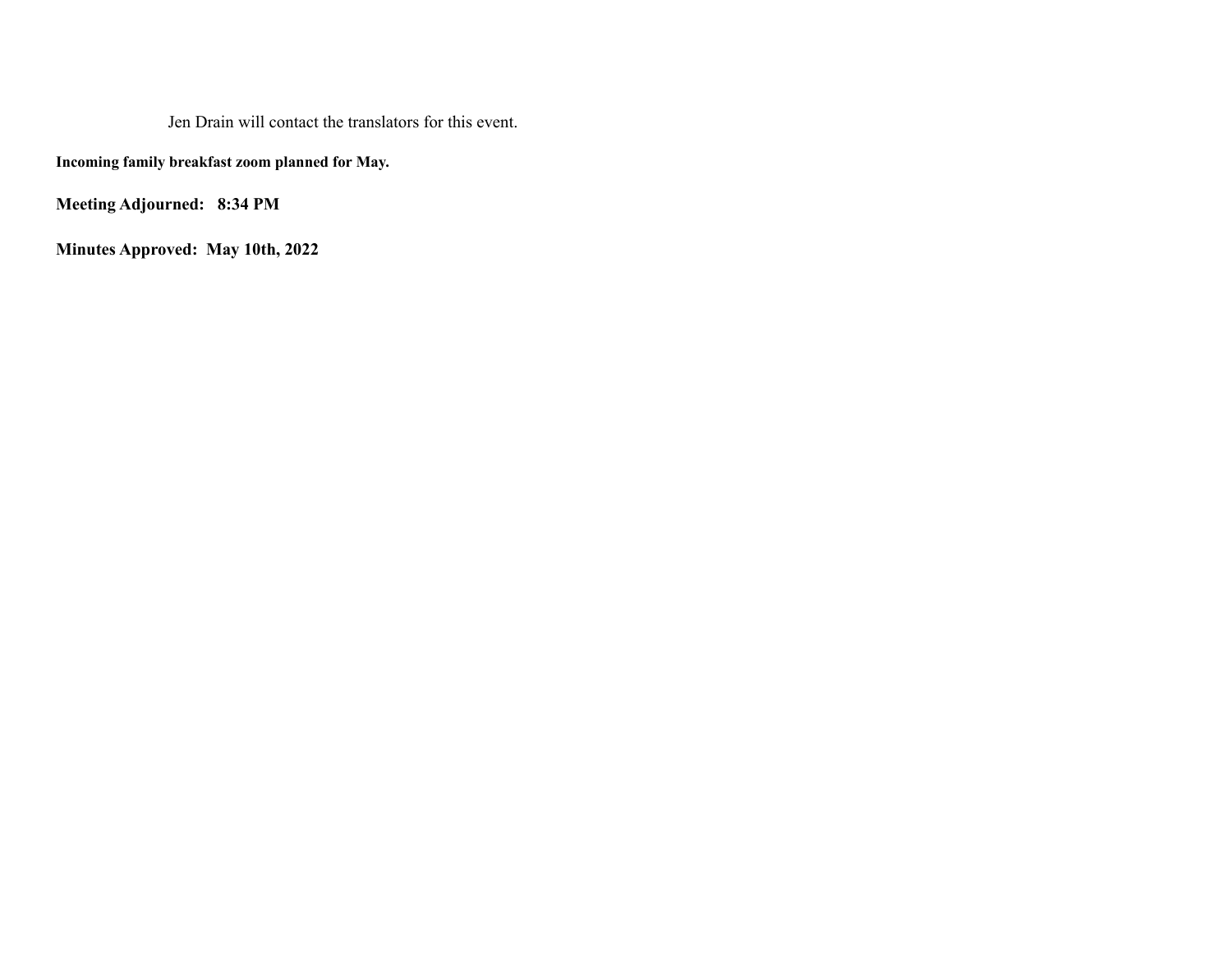Jen Drain will contact the translators for this event.

**Incoming family breakfast zoom planned for May.**

**Meeting Adjourned: 8:34 PM**

**Minutes Approved: May 10th, 2022**